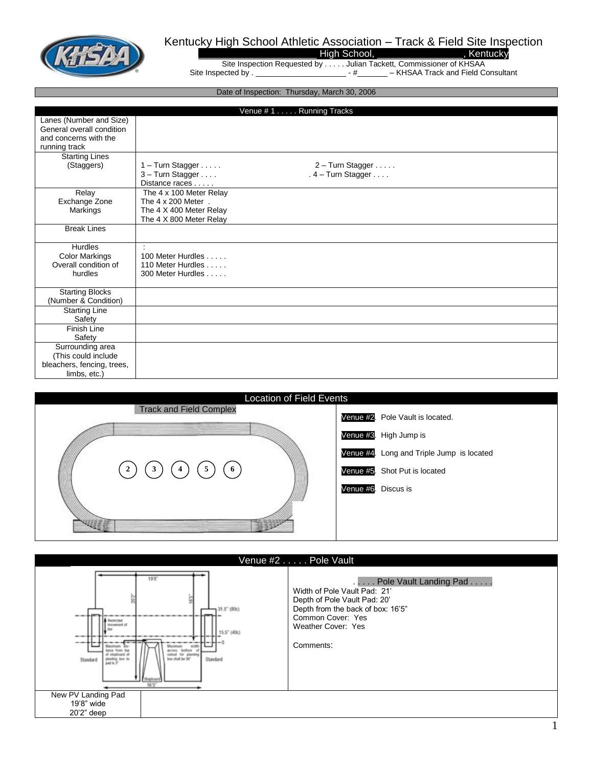# Kentucky High School Athletic Association – Track & Field Site Inspection

________________________ High School, ________________, Kentucky

Site Inspection Requested by . . . . . Julian Tackett, Commissioner of KHSAA

Site Inspected by . ____________________ - #_______ – KHSAA Track and Field Consultant

Date of Inspection: Thursday, March 30, 2006

| Venue # 1 . . . . . Running Tracks | |
|---|---|
| Lanes (Number and Size) General overall condition and concerns with the running track | |
| Starting Lines (Staggers) | 1 – Turn Stagger . . . . . 2 – Turn Stagger . . . . . 3 – Turn Stagger . . . . . 4 – Turn Stagger . . . . Distance races . . . . . |
| Relay Exchange Zone Markings | The 4 x 100 Meter Relay The 4 x 200 Meter . The 4 X 400 Meter Relay The 4 X 800 Meter Relay |
| Break Lines | |
| Hurdles Color Markings Overall condition of hurdles | : 100 Meter Hurdles . . . . . 110 Meter Hurdles . . . . . 300 Meter Hurdles . . . . . |
| Starting Blocks (Number & Condition) | |
| Starting Line Safety | |
| Finish Line Safety | |
| Surrounding area (This could include bleachers, fencing, trees, limbs, etc.) | |

## Location of Field Events

Track and Field Complex

2 3 4 5 6

Venue #2. Pole Vault is located.

Venue #3. High Jump is

Venue #4. Long and Triple Jump is located

Venue #5. Shot Put is located

Venue #6. Discus is

## Venue #2 . . . . . Pole Vault

. . . . . Pole Vault Landing Pad . . . . .

Width of Pole Vault Pad: 21'
Depth of Pole Vault Pad: 20'
Depth from the back of box: 16'5"
Common Cover: Yes
Weather Cover: Yes

Comments:

| New PV Landing Pad 19'8" wide 20'2" deep | |
|---|---|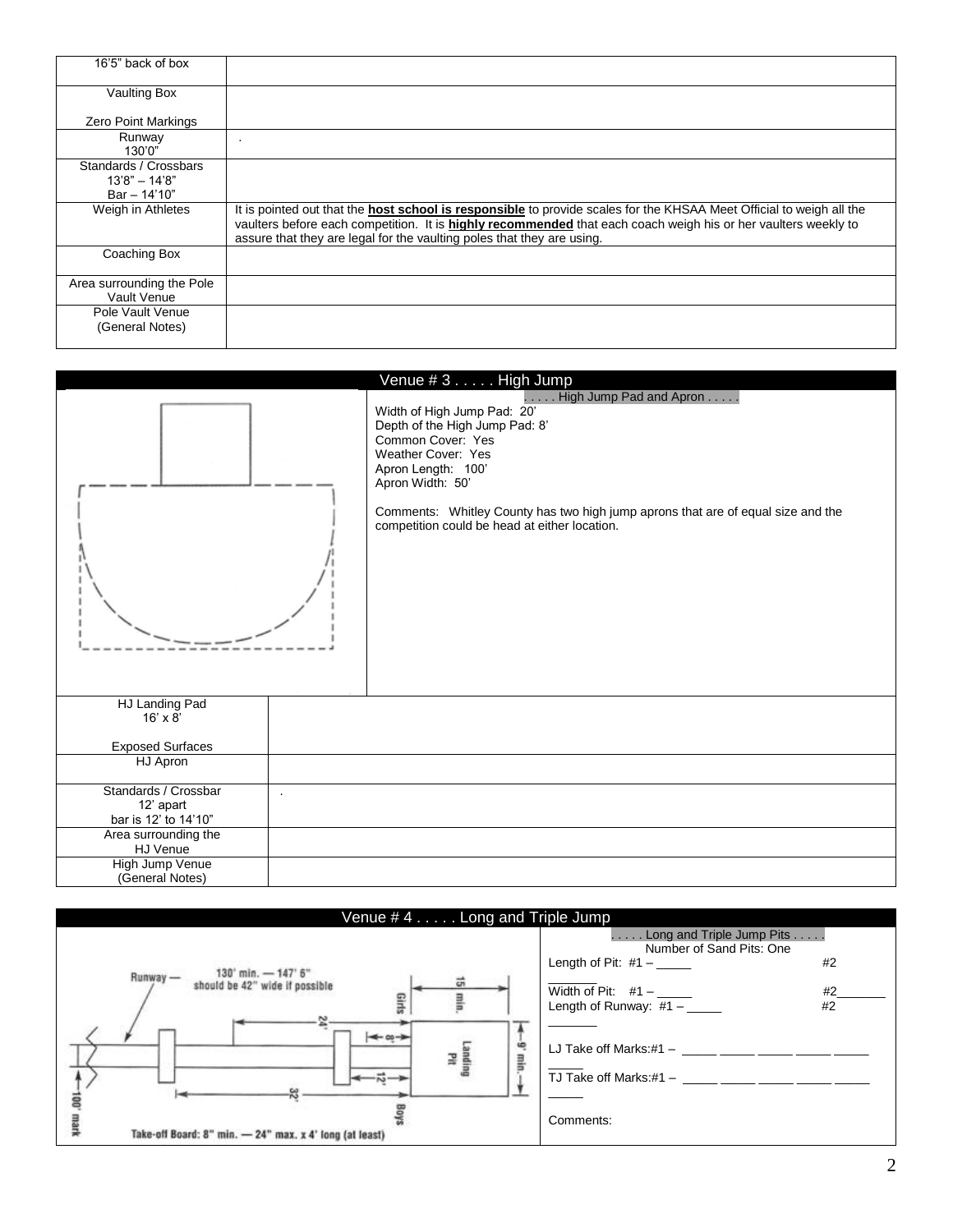| | |
|---|---|
| 16'5" back of box | |
| Vaulting Box<br><br>Zero Point Markings | |
| Runway<br>130'0" | . |
| Standards / Crossbars<br>13'8" – 14'8"<br>Bar – 14'10" | |
| Weigh in Athletes | It is pointed out that the **host school is responsible** to provide scales for the KHSAA Meet Official to weigh all the vaulters before each competition. It is **highly recommended** that each coach weigh his or her vaulters weekly to assure that they are legal for the vaulting poles that they are using. |
| Coaching Box | |
| Area surrounding the Pole Vault Venue | |
| Pole Vault Venue<br>(General Notes) | |

## Venue # 3 . . . . . High Jump

. . . . . High Jump Pad and Apron . . . . .

Width of High Jump Pad: 20'
Depth of the High Jump Pad: 8'
Common Cover: Yes
Weather Cover: Yes
Apron Length: 100'
Apron Width: 50'

Comments: Whitley County has two high jump aprons that are of equal size and the competition could be head at either location.

| | |
|---|---|
| HJ Landing Pad<br>16' x 8'<br><br>Exposed Surfaces | |
| HJ Apron | |
| Standards / Crossbar<br>12' apart<br>bar is 12' to 14'10" | . |
| Area surrounding the HJ Venue | |
| High Jump Venue<br>(General Notes) | |

## Venue # 4 . . . . . Long and Triple Jump

Runway — 130' min. — 147' 6" should be 42" wide if possible

24' · 8' · 12' · 32' · Girls · Boys · Landing Pit · 15' min. · 9' min. · 100' mark

Take-off Board: 8" min. — 24" max. x 4' long (at least)

. . . . . Long and Triple Jump Pits . . . . .

Number of Sand Pits: One

Length of Pit: #1 – _____ #2 _______

Width of Pit: #1 – _____ #2_______

Length of Runway: #1 – _____ #2 _______

LJ Take off Marks:#1 – _____ _____ _____ _____ _____ _____

TJ Take off Marks:#1 – _____ _____ _____ _____ _____ _____

Comments: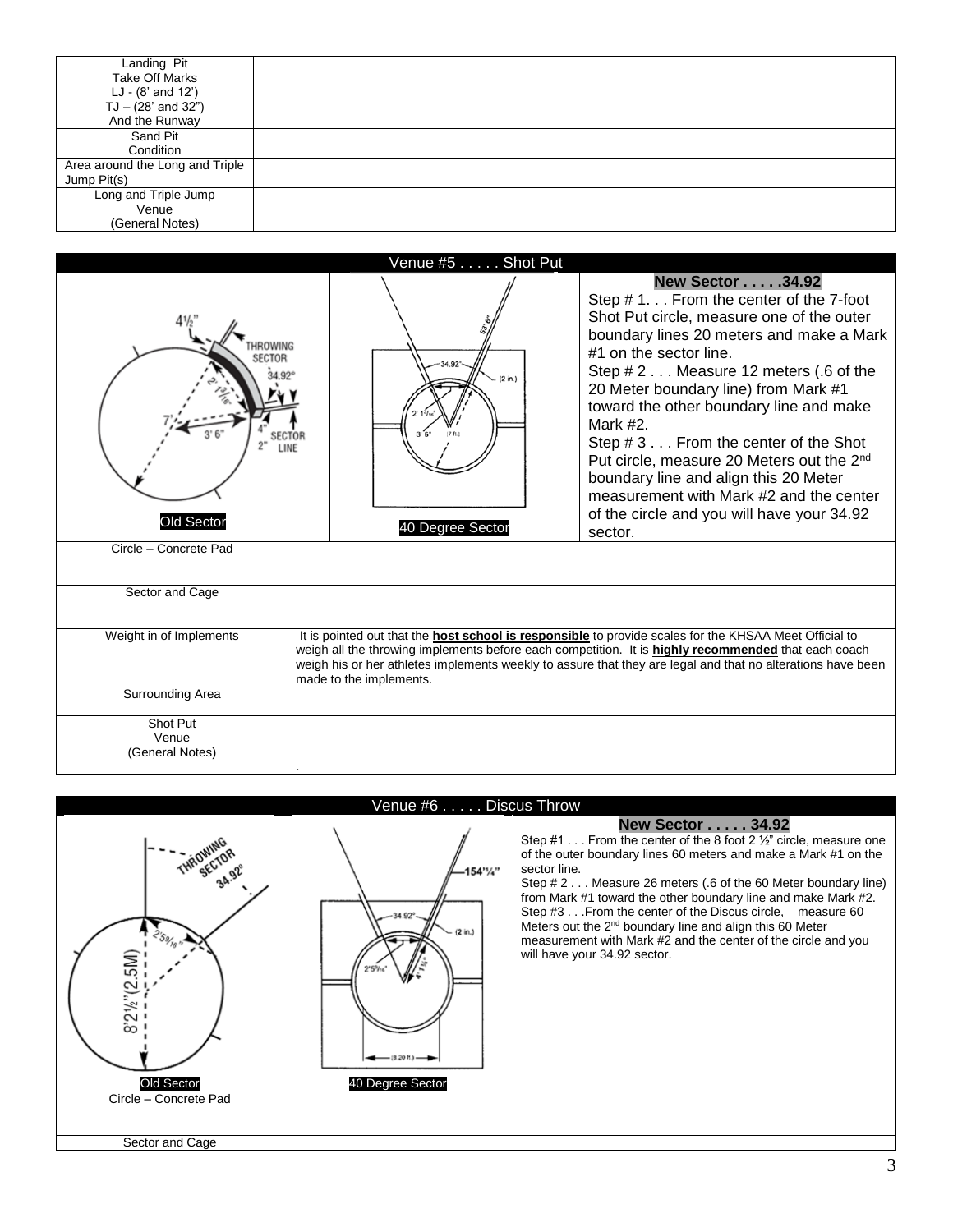| Landing Pit Take Off Marks LJ - (8' and 12') TJ – (28' and 32") And the Runway | |
|---|---|
| Sand Pit Condition | |
| Area around the Long and Triple Jump Pit(s) | |
| Long and Triple Jump Venue (General Notes) | |

## Venue #5 . . . . . Shot Put

Old Sector

40 Degree Sector

**New Sector . . . . .34.92**

Step # 1. . . From the center of the 7-foot Shot Put circle, measure one of the outer boundary lines 20 meters and make a Mark #1 on the sector line.

Step # 2 . . . Measure 12 meters (.6 of the 20 Meter boundary line) from Mark #1 toward the other boundary line and make Mark #2.

Step # 3 . . . From the center of the Shot Put circle, measure 20 Meters out the 2nd boundary line and align this 20 Meter measurement with Mark #2 and the center of the circle and you will have your 34.92 sector.

| Circle – Concrete Pad | |
|---|---|
| Sector and Cage | |
| Weight in of Implements | It is pointed out that the **host school is responsible** to provide scales for the KHSAA Meet Official to weigh all the throwing implements before each competition. It is **highly recommended** that each coach weigh his or her athletes implements weekly to assure that they are legal and that no alterations have been made to the implements. |
| Surrounding Area | |
| Shot Put Venue (General Notes) | . |

## Venue #6 . . . . . Discus Throw

Old Sector

40 Degree Sector

**New Sector . . . . . 34.92**

Step #1 . . . From the center of the 8 foot 2 ½" circle, measure one of the outer boundary lines 60 meters and make a Mark #1 on the sector line.

Step # 2 . . . Measure 26 meters (.6 of the 60 Meter boundary line) from Mark #1 toward the other boundary line and make Mark #2.

Step #3 . . .From the center of the Discus circle, measure 60 Meters out the 2nd boundary line and align this 60 Meter measurement with Mark #2 and the center of the circle and you will have your 34.92 sector.

| Circle – Concrete Pad | |
|---|---|
| Sector and Cage | |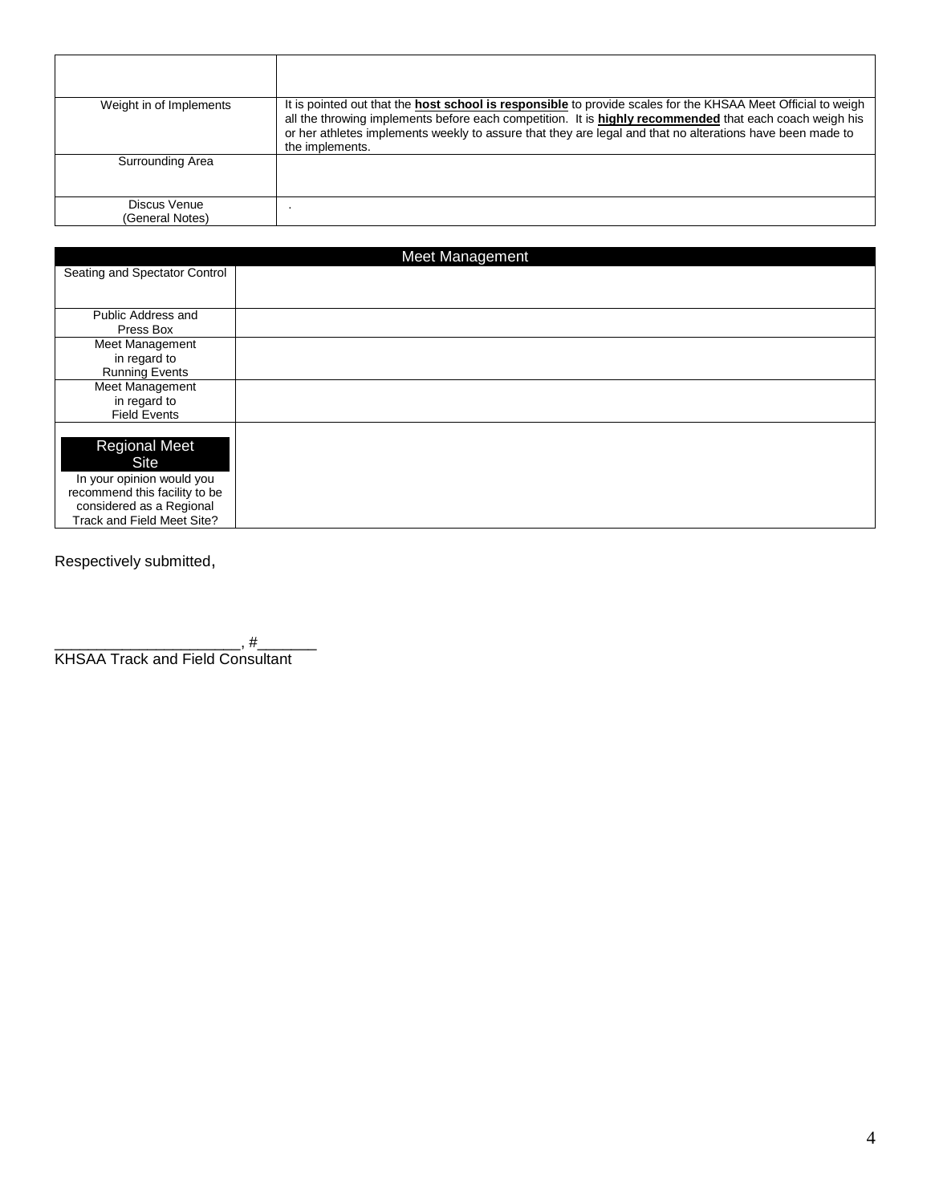| | |
|---|---|
| | |
| Weight in of Implements | It is pointed out that the **host school is responsible** to provide scales for the KHSAA Meet Official to weigh all the throwing implements before each competition. It is **highly recommended** that each coach weigh his or her athletes implements weekly to assure that they are legal and that no alterations have been made to the implements. |
| Surrounding Area | |
| Discus Venue (General Notes) | . |

| Meet Management | |
|---|---|
| Seating and Spectator Control | |
| Public Address and Press Box | |
| Meet Management in regard to Running Events | |
| Meet Management in regard to Field Events | |
| **Regional Meet Site** In your opinion would you recommend this facility to be considered as a Regional Track and Field Meet Site? | |

Respectively submitted,

______________________, #_______
KHSAA Track and Field Consultant